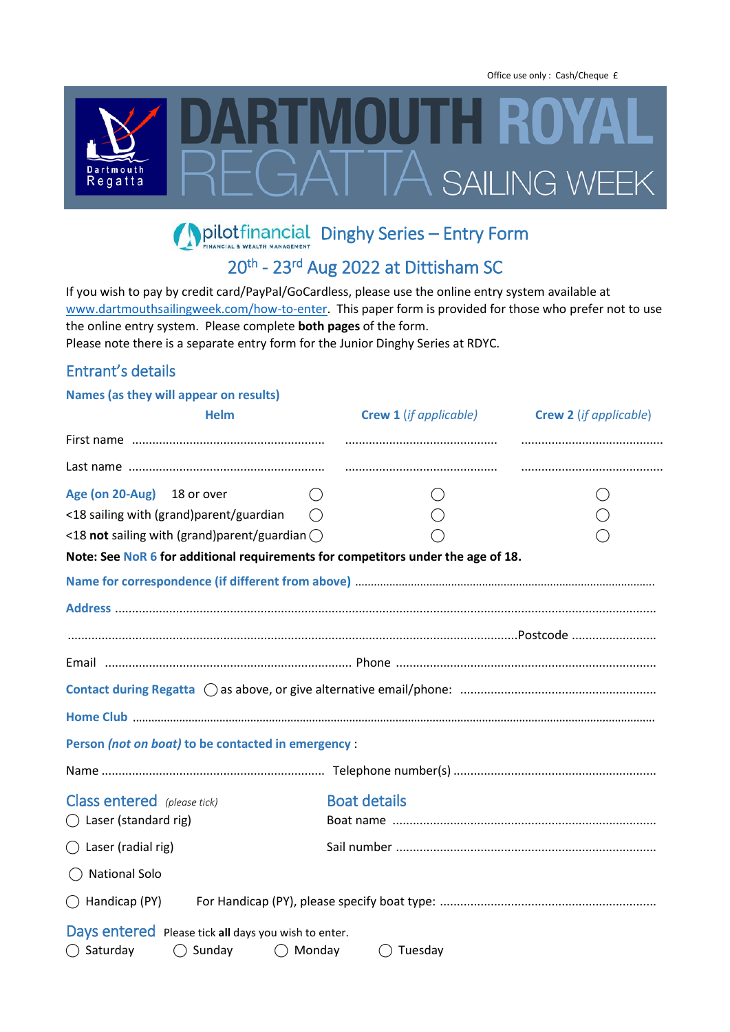Office use only : Cash/Cheque £

# DARTMOUTH ROYAL REGATTA SAILING WEEK

## pilotfinancial Dinghy Series – Entry Form

### 20th - 23rd Aug 2022 at Dittisham SC

If you wish to pay by credit card/PayPal/GoCardless, please use the online entry system available at www.dartmouthsailingweek.com/how-to-enter. This paper form is provided for those who prefer not to use the online entry system. Please complete **both pages** of the form.
Please note there is a separate entry form for the Junior Dinghy Series at RDYC.

## Entrant's details

**Names (as they will appear on results)**

| | **Helm** | **Crew 1** *(if applicable)* | **Crew 2** *(if applicable)* |
|---|---|---|---|
| First name | ........................ | ........................ | ........................ |
| Last name | ........................ | ........................ | ........................ |
| **Age (on 20-Aug)** 18 or over | ◯ | ◯ | ◯ |
| <18 sailing with (grand)parent/guardian | ◯ | ◯ | ◯ |
| <18 **not** sailing with (grand)parent/guardian | ◯ | ◯ | ◯ |

**Note: See NoR 6 for additional requirements for competitors under the age of 18.**

**Name for correspondence (if different from above)** ........................

**Address** ........................

........................ Postcode ........................

Email ........................ Phone ........................

**Contact during Regatta** ◯ as above, or give alternative email/phone: ........................

**Home Club** ........................

**Person *(not on boat)* to be contacted in emergency** :

Name ........................ Telephone number(s) ........................

## Class entered *(please tick)*

◯ Laser (standard rig)

◯ Laser (radial rig)

◯ National Solo

◯ Handicap (PY) For Handicap (PY), please specify boat type: ........................

## Boat details

Boat name ........................

Sail number ........................

## Days entered

Please tick **all** days you wish to enter.

◯ Saturday ◯ Sunday ◯ Monday ◯ Tuesday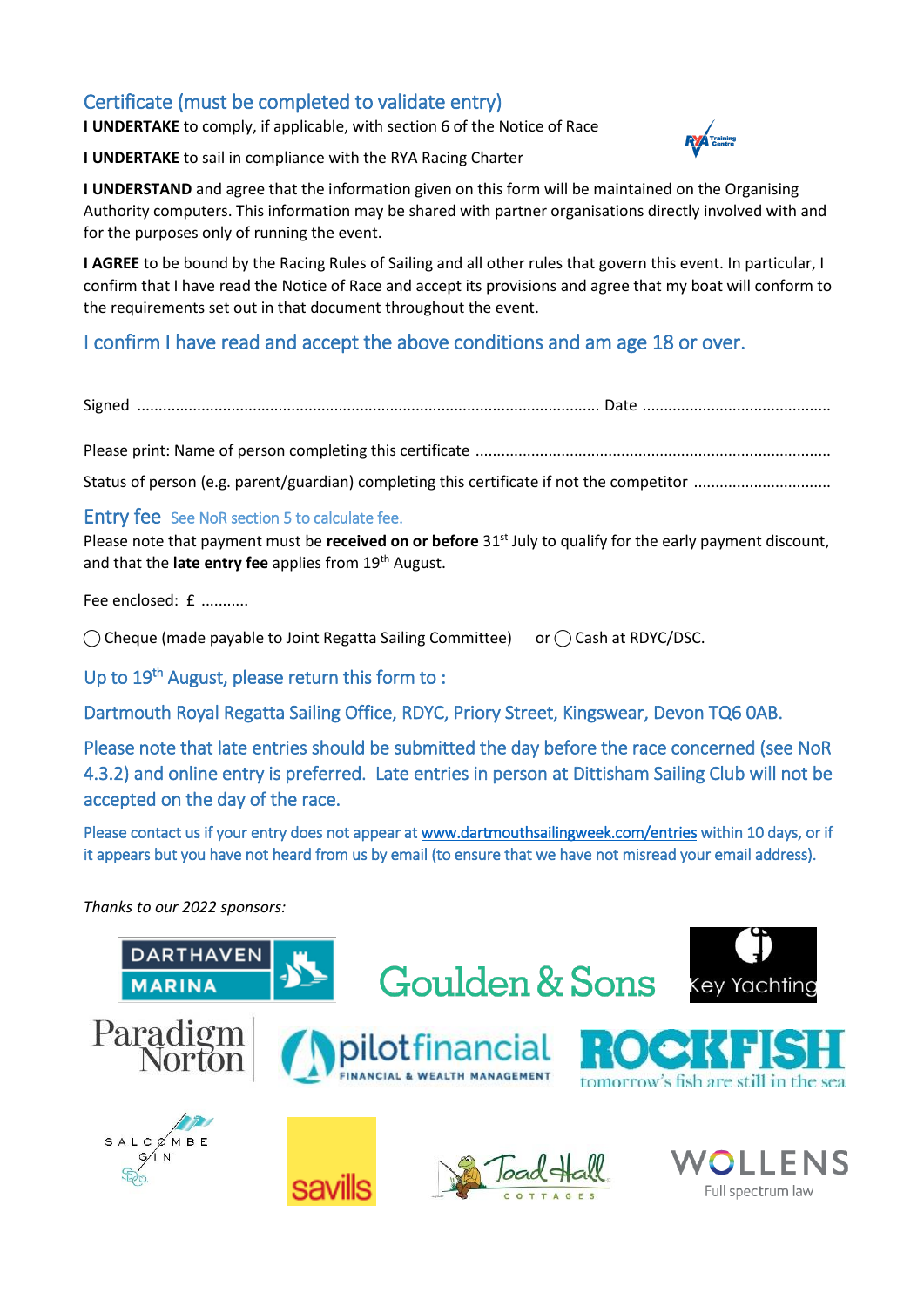## Certificate (must be completed to validate entry)

**I UNDERTAKE** to comply, if applicable, with section 6 of the Notice of Race

**I UNDERTAKE** to sail in compliance with the RYA Racing Charter

**I UNDERSTAND** and agree that the information given on this form will be maintained on the Organising Authority computers. This information may be shared with partner organisations directly involved with and for the purposes only of running the event.

**I AGREE** to be bound by the Racing Rules of Sailing and all other rules that govern this event. In particular, I confirm that I have read the Notice of Race and accept its provisions and agree that my boat will conform to the requirements set out in that document throughout the event.

### I confirm I have read and accept the above conditions and am age 18 or over.

Signed ........................................................................................................... Date ...........................................

Please print: Name of person completing this certificate ..................................................................................

Status of person (e.g. parent/guardian) completing this certificate if not the competitor ...............................

## Entry fee See NoR section 5 to calculate fee.

Please note that payment must be **received on or before** 31st July to qualify for the early payment discount, and that the **late entry fee** applies from 19th August.

Fee enclosed: £ ...........

◯ Cheque (made payable to Joint Regatta Sailing Committee) or ◯ Cash at RDYC/DSC.

Up to 19th August, please return this form to :

Dartmouth Royal Regatta Sailing Office, RDYC, Priory Street, Kingswear, Devon TQ6 0AB.

Please note that late entries should be submitted the day before the race concerned (see NoR 4.3.2) and online entry is preferred. Late entries in person at Dittisham Sailing Club will not be accepted on the day of the race.

Please contact us if your entry does not appear at www.dartmouthsailingweek.com/entries within 10 days, or if it appears but you have not heard from us by email (to ensure that we have not misread your email address).

*Thanks to our 2022 sponsors:*

DARTHAVEN MARINA

Goulden & Sons

Key Yachting

Paradigm Norton

pilotfinancial FINANCIAL & WEALTH MANAGEMENT

ROCKFISH tomorrow's fish are still in the sea

SALCOMBE GIN

savills

Toad Hall COTTAGES

WOLLENS Full spectrum law